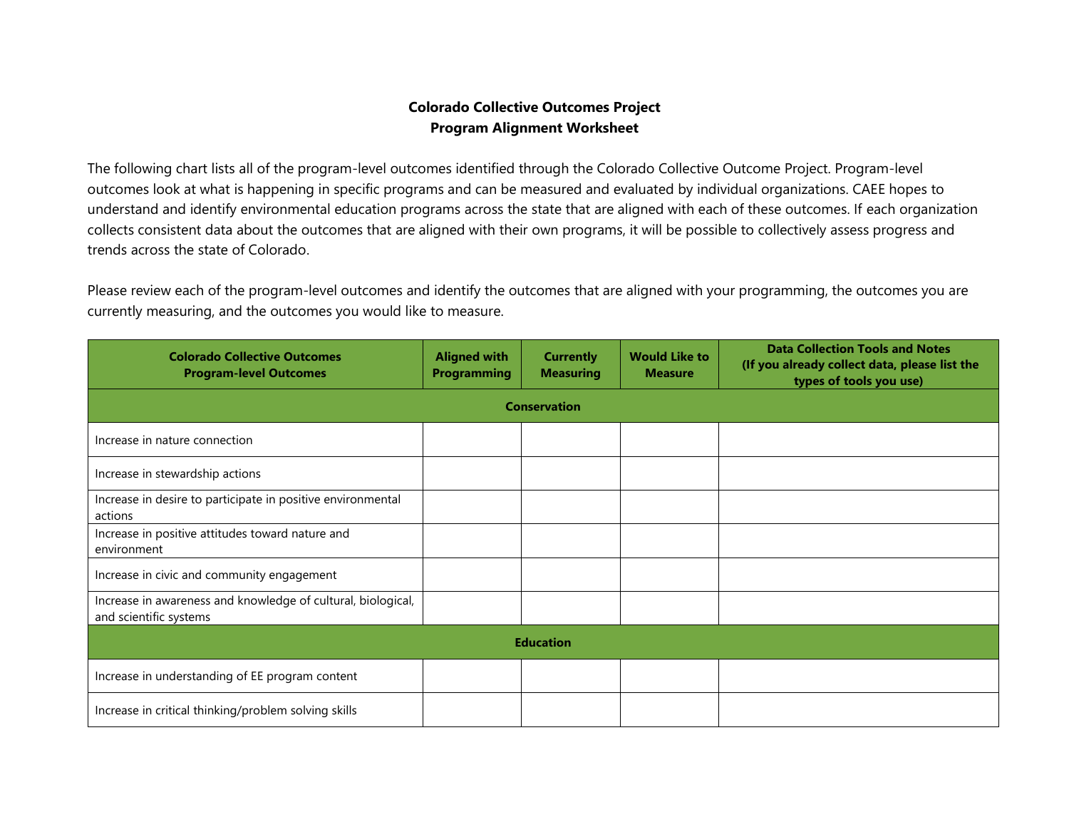**Colorado Collective Outcomes Project**
**Program Alignment Worksheet**

The following chart lists all of the program-level outcomes identified through the Colorado Collective Outcome Project. Program-level outcomes look at what is happening in specific programs and can be measured and evaluated by individual organizations. CAEE hopes to understand and identify environmental education programs across the state that are aligned with each of these outcomes. If each organization collects consistent data about the outcomes that are aligned with their own programs, it will be possible to collectively assess progress and trends across the state of Colorado.

Please review each of the program-level outcomes and identify the outcomes that are aligned with your programming, the outcomes you are currently measuring, and the outcomes you would like to measure.

| Colorado Collective Outcomes Program-level Outcomes | Aligned with Programming | Currently Measuring | Would Like to Measure | Data Collection Tools and Notes (If you already collect data, please list the types of tools you use) |
|---|---|---|---|---|
| **Conservation** | | | | |
| Increase in nature connection | | | | |
| Increase in stewardship actions | | | | |
| Increase in desire to participate in positive environmental actions | | | | |
| Increase in positive attitudes toward nature and environment | | | | |
| Increase in civic and community engagement | | | | |
| Increase in awareness and knowledge of cultural, biological, and scientific systems | | | | |
| **Education** | | | | |
| Increase in understanding of EE program content | | | | |
| Increase in critical thinking/problem solving skills | | | | |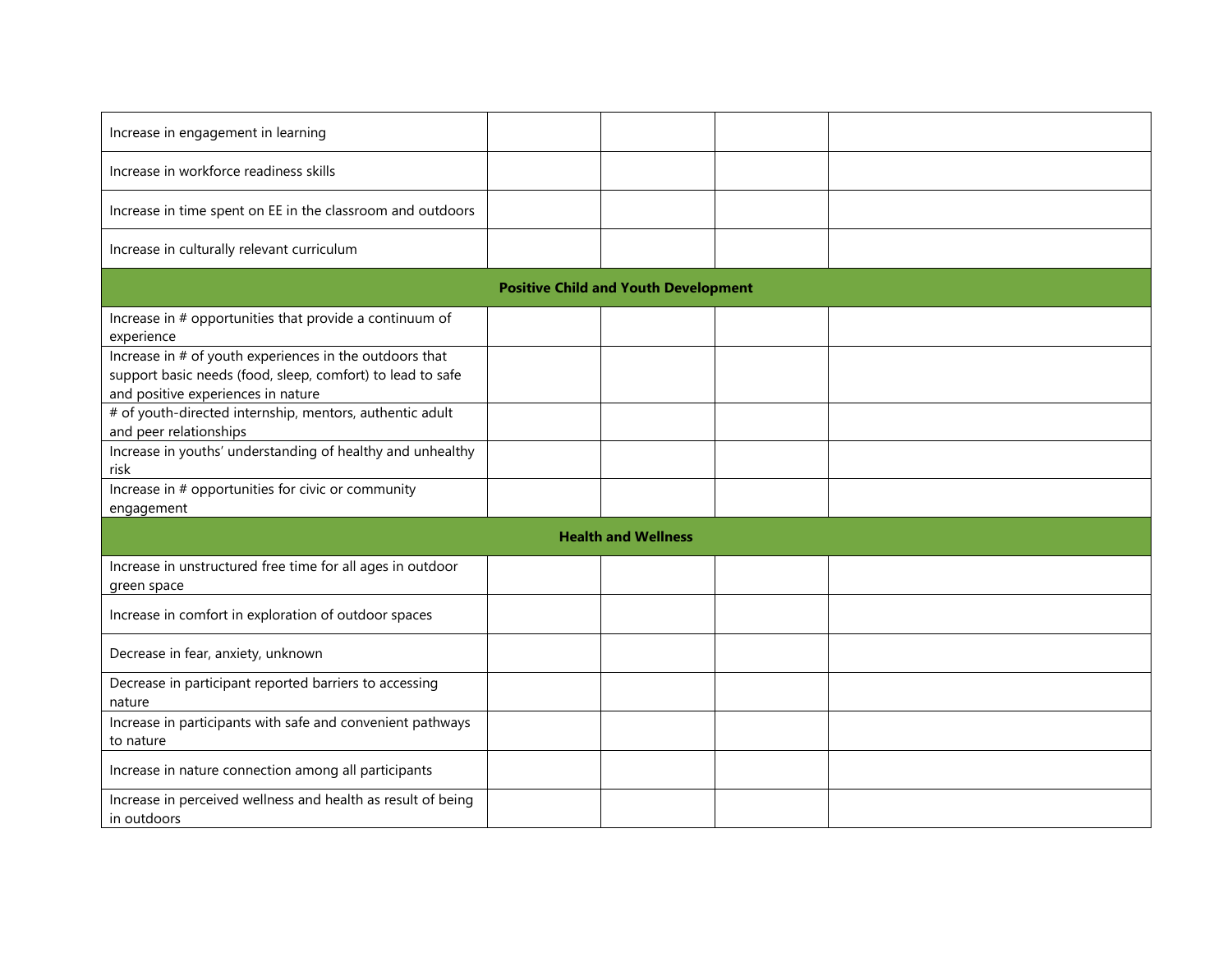| | | | | |
|---|---|---|---|---|
| Increase in engagement in learning | | | | |
| Increase in workforce readiness skills | | | | |
| Increase in time spent on EE in the classroom and outdoors | | | | |
| Increase in culturally relevant curriculum | | | | |
| **Positive Child and Youth Development** | | | | |
| Increase in # opportunities that provide a continuum of experience | | | | |
| Increase in # of youth experiences in the outdoors that support basic needs (food, sleep, comfort) to lead to safe and positive experiences in nature | | | | |
| # of youth-directed internship, mentors, authentic adult and peer relationships | | | | |
| Increase in youths' understanding of healthy and unhealthy risk | | | | |
| Increase in # opportunities for civic or community engagement | | | | |
| **Health and Wellness** | | | | |
| Increase in unstructured free time for all ages in outdoor green space | | | | |
| Increase in comfort in exploration of outdoor spaces | | | | |
| Decrease in fear, anxiety, unknown | | | | |
| Decrease in participant reported barriers to accessing nature | | | | |
| Increase in participants with safe and convenient pathways to nature | | | | |
| Increase in nature connection among all participants | | | | |
| Increase in perceived wellness and health as result of being in outdoors | | | | |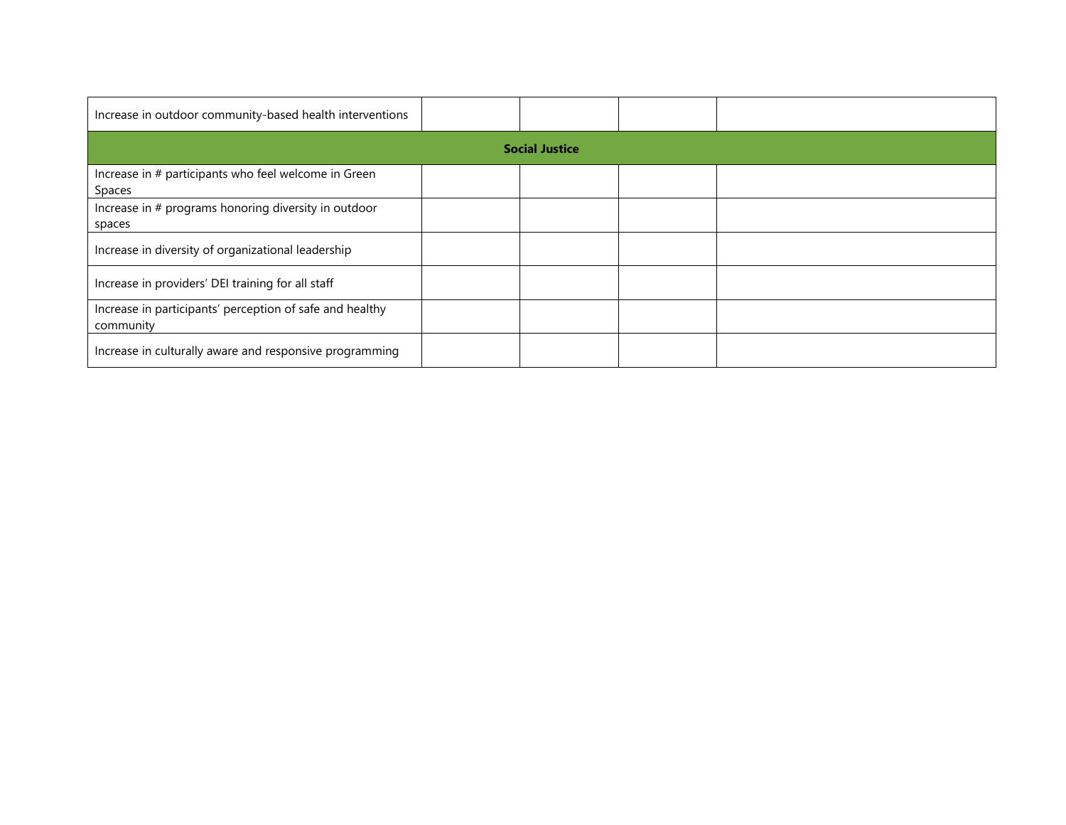| | | | | |
|---|---|---|---|---|
| Increase in outdoor community-based health interventions | | | | |
| **Social Justice** | | | | |
| Increase in # participants who feel welcome in Green Spaces | | | | |
| Increase in # programs honoring diversity in outdoor spaces | | | | |
| Increase in diversity of organizational leadership | | | | |
| Increase in providers' DEI training for all staff | | | | |
| Increase in participants' perception of safe and healthy community | | | | |
| Increase in culturally aware and responsive programming | | | | |